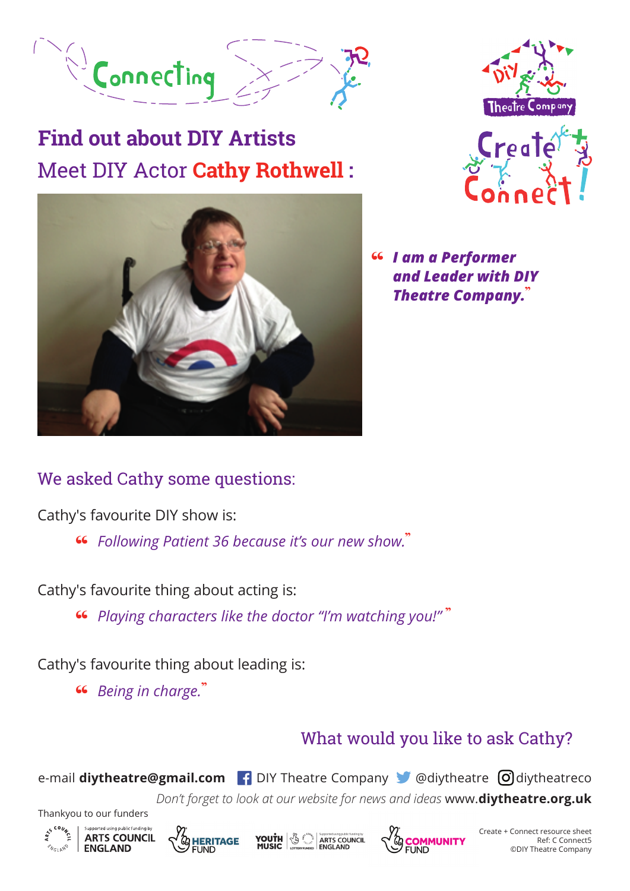Connecting

DIY Theatre Company

Create + Connect!

# Find out about DIY Artists

## Meet DIY Actor **Cathy Rothwell** :

> ***"I am a Performer and Leader with DIY Theatre Company."***

## We asked Cathy some questions:

Cathy's favourite DIY show is:

> *"Following Patient 36 because it's our new show."*

Cathy's favourite thing about acting is:

> *"Playing characters like the doctor "I'm watching you!""*

Cathy's favourite thing about leading is:

> *"Being in charge."*

## What would you like to ask Cathy?

e-mail **diytheatre@gmail.com** DIY Theatre Company @diytheatre diytheatreco

*Don't forget to look at our website for news and ideas* www.**diytheatre.org.uk**

Thankyou to our funders

Supported using public funding by ARTS COUNCIL ENGLAND | HERITAGE FUND | YOUTH MUSIC | LOTTERY FUNDED | Supported using public funding by ARTS COUNCIL ENGLAND | COMMUNITY FUND

Create + Connect resource sheet
Ref: C Connect5
©DIY Theatre Company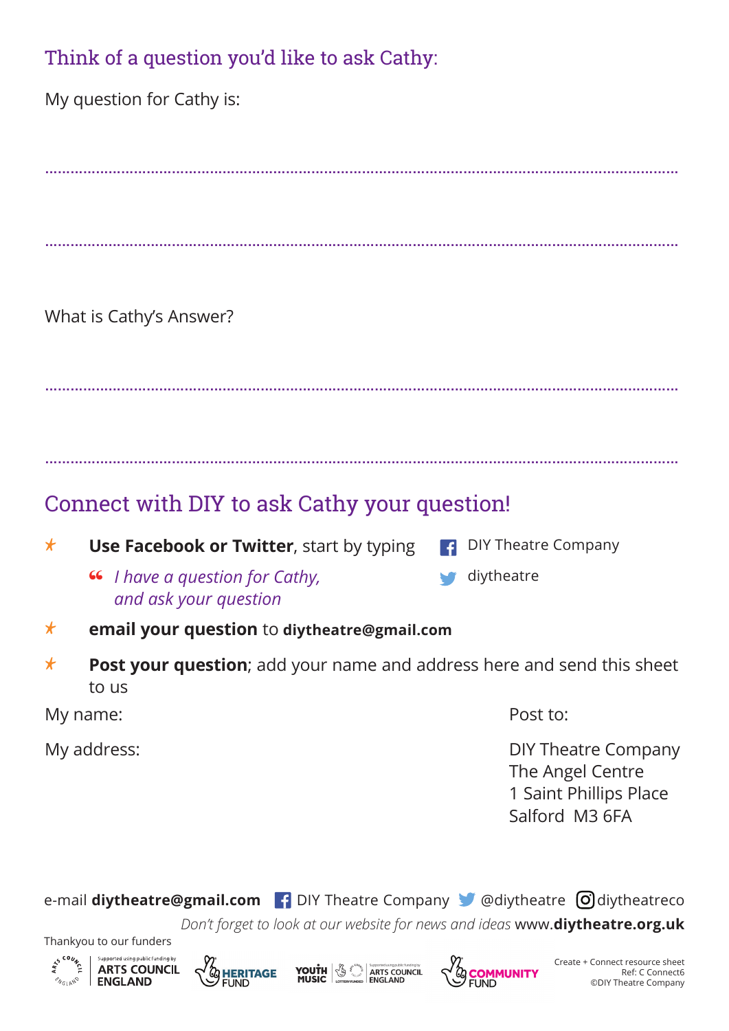## Think of a question you'd like to ask Cathy:

My question for Cathy is:

.....................................................................................................................................................

.....................................................................................................................................................

What is Cathy's Answer?

.....................................................................................................................................................

.....................................................................................................................................................

## Connect with DIY to ask Cathy your question!

- **Use Facebook or Twitter**, start by typing

  *" I have a question for Cathy, and ask your question*

  DIY Theatre Company

  diytheatre

- **email your question** to **diytheatre@gmail.com**

- **Post your question**; add your name and address here and send this sheet to us

My name:

My address:

Post to:

DIY Theatre Company
The Angel Centre
1 Saint Phillips Place
Salford M3 6FA

e-mail **diytheatre@gmail.com** DIY Theatre Company @diytheatre diytheatreco

*Don't forget to look at our website for news and ideas* www.**diytheatre.org.uk**

Thankyou to our funders

Supported using public funding by ARTS COUNCIL ENGLAND · HERITAGE FUND · YOUTH MUSIC · Supported using public funding by ARTS COUNCIL ENGLAND · COMMUNITY FUND

Create + Connect resource sheet
Ref: C Connect6
©DIY Theatre Company